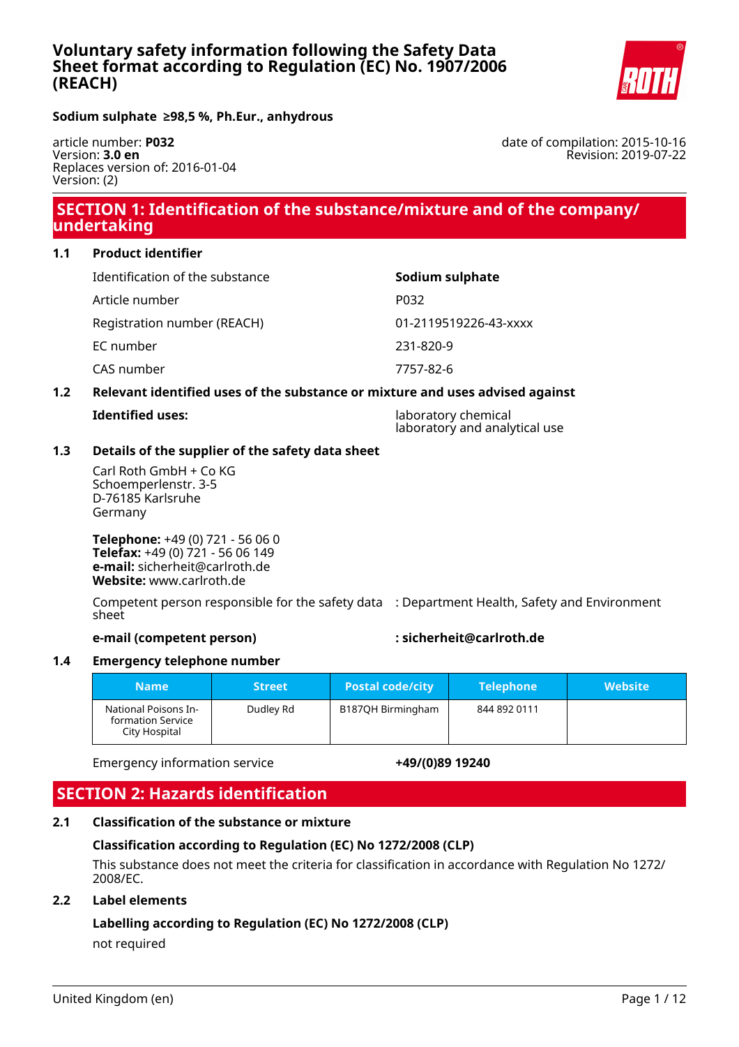# Voluntary safety information following the Safety Data Sheet format according to Regulation (EC) No. 1907/2006 (REACH)

**Sodium sulphate ≥98,5 %, Ph.Eur., anhydrous**

article number: **P032**
Version: **3.0 en**
Replaces version of: 2016-01-04
Version: (2)

date of compilation: 2015-10-16
Revision: 2019-07-22

## SECTION 1: Identification of the substance/mixture and of the company/undertaking

### 1.1 Product identifier

| | |
|---|---|
| Identification of the substance | **Sodium sulphate** |
| Article number | P032 |
| Registration number (REACH) | 01-2119519226-43-xxxx |
| EC number | 231-820-9 |
| CAS number | 7757-82-6 |

### 1.2 Relevant identified uses of the substance or mixture and uses advised against

**Identified uses:** laboratory chemical
laboratory and analytical use

### 1.3 Details of the supplier of the safety data sheet

Carl Roth GmbH + Co KG
Schoemperlenstr. 3-5
D-76185 Karlsruhe
Germany

**Telephone:** +49 (0) 721 - 56 06 0
**Telefax:** +49 (0) 721 - 56 06 149
**e-mail:** sicherheit@carlroth.de
**Website:** www.carlroth.de

Competent person responsible for the safety data sheet : Department Health, Safety and Environment

**e-mail (competent person)** **: sicherheit@carlroth.de**

### 1.4 Emergency telephone number

| Name | Street | Postal code/city | Telephone | Website |
|---|---|---|---|---|
| National Poisons Information Service City Hospital | Dudley Rd | B187QH Birmingham | 844 892 0111 | |

Emergency information service **+49/(0)89 19240**

## SECTION 2: Hazards identification

### 2.1 Classification of the substance or mixture

**Classification according to Regulation (EC) No 1272/2008 (CLP)**

This substance does not meet the criteria for classification in accordance with Regulation No 1272/2008/EC.

### 2.2 Label elements

**Labelling according to Regulation (EC) No 1272/2008 (CLP)**

not required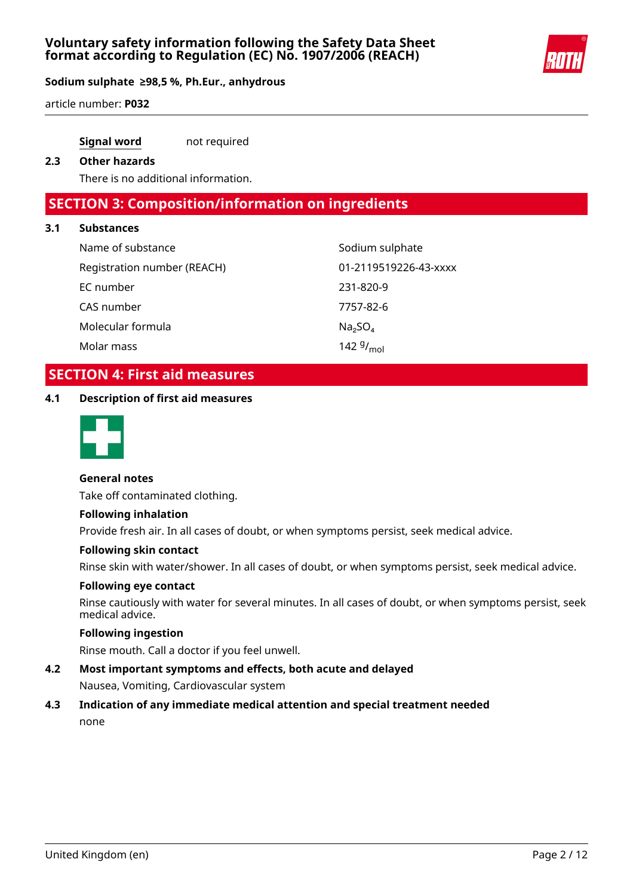**Signal word** not required

**2.3 Other hazards**

There is no additional information.

## SECTION 3: Composition/information on ingredients

**3.1 Substances**

| | |
|---|---|
| Name of substance | Sodium sulphate |
| Registration number (REACH) | 01-2119519226-43-xxxx |
| EC number | 231-820-9 |
| CAS number | 7757-82-6 |
| Molecular formula | $Na_2SO_4$ |
| Molar mass | 142 $^{g}/_{mol}$ |

## SECTION 4: First aid measures

**4.1 Description of first aid measures**

**General notes**

Take off contaminated clothing.

**Following inhalation**

Provide fresh air. In all cases of doubt, or when symptoms persist, seek medical advice.

**Following skin contact**

Rinse skin with water/shower. In all cases of doubt, or when symptoms persist, seek medical advice.

**Following eye contact**

Rinse cautiously with water for several minutes. In all cases of doubt, or when symptoms persist, seek medical advice.

**Following ingestion**

Rinse mouth. Call a doctor if you feel unwell.

**4.2 Most important symptoms and effects, both acute and delayed**

Nausea, Vomiting, Cardiovascular system

**4.3 Indication of any immediate medical attention and special treatment needed**

none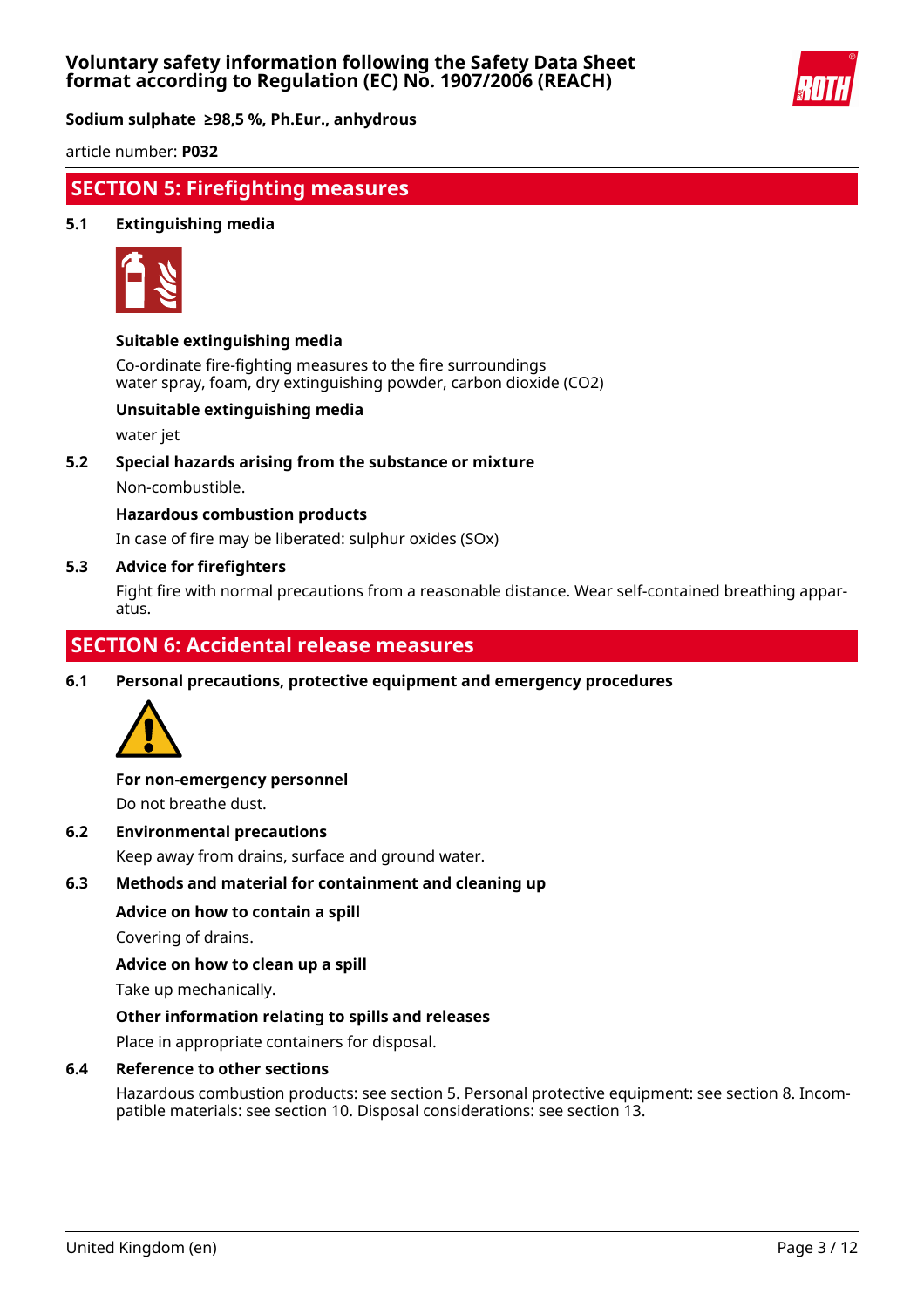## SECTION 5: Firefighting measures

### 5.1 Extinguishing media

**Suitable extinguishing media**

Co-ordinate fire-fighting measures to the fire surroundings
water spray, foam, dry extinguishing powder, carbon dioxide ($CO_2$)

**Unsuitable extinguishing media**

water jet

### 5.2 Special hazards arising from the substance or mixture

Non-combustible.

**Hazardous combustion products**

In case of fire may be liberated: sulphur oxides (SOx)

### 5.3 Advice for firefighters

Fight fire with normal precautions from a reasonable distance. Wear self-contained breathing apparatus.

## SECTION 6: Accidental release measures

### 6.1 Personal precautions, protective equipment and emergency procedures

**For non-emergency personnel**

Do not breathe dust.

### 6.2 Environmental precautions

Keep away from drains, surface and ground water.

### 6.3 Methods and material for containment and cleaning up

**Advice on how to contain a spill**

Covering of drains.

**Advice on how to clean up a spill**

Take up mechanically.

**Other information relating to spills and releases**

Place in appropriate containers for disposal.

### 6.4 Reference to other sections

Hazardous combustion products: see section 5. Personal protective equipment: see section 8. Incompatible materials: see section 10. Disposal considerations: see section 13.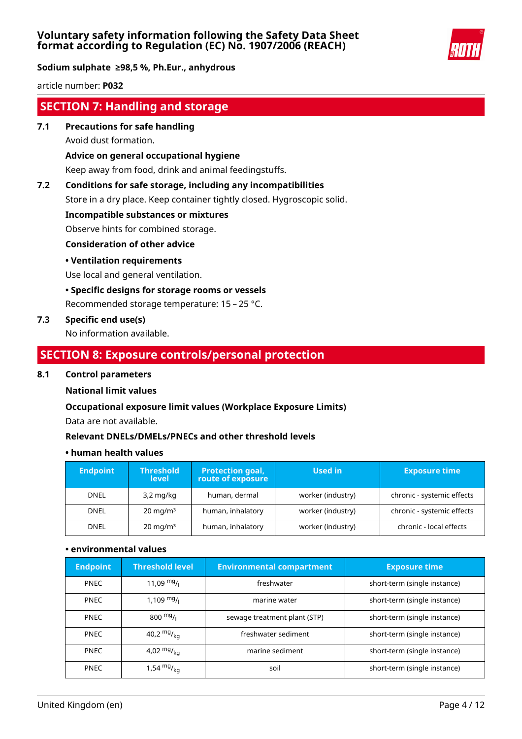## SECTION 7: Handling and storage

**7.1 Precautions for safe handling**

Avoid dust formation.

**Advice on general occupational hygiene**

Keep away from food, drink and animal feedingstuffs.

**7.2 Conditions for safe storage, including any incompatibilities**

Store in a dry place. Keep container tightly closed. Hygroscopic solid.

**Incompatible substances or mixtures**

Observe hints for combined storage.

**Consideration of other advice**

**• Ventilation requirements**

Use local and general ventilation.

**• Specific designs for storage rooms or vessels**

Recommended storage temperature: 15 – 25 °C.

**7.3 Specific end use(s)**

No information available.

## SECTION 8: Exposure controls/personal protection

**8.1 Control parameters**

**National limit values**

**Occupational exposure limit values (Workplace Exposure Limits)**

Data are not available.

**Relevant DNELs/DMELs/PNECs and other threshold levels**

**• human health values**

| Endpoint | Threshold level | Protection goal, route of exposure | Used in | Exposure time |
|---|---|---|---|---|
| DNEL | 3,2 mg/kg | human, dermal | worker (industry) | chronic - systemic effects |
| DNEL | 20 mg/m³ | human, inhalatory | worker (industry) | chronic - systemic effects |
| DNEL | 20 mg/m³ | human, inhalatory | worker (industry) | chronic - local effects |

**• environmental values**

| Endpoint | Threshold level | Environmental compartment | Exposure time |
|---|---|---|---|
| PNEC | 11,09 mg/l | freshwater | short-term (single instance) |
| PNEC | 1,109 mg/l | marine water | short-term (single instance) |
| PNEC | 800 mg/l | sewage treatment plant (STP) | short-term (single instance) |
| PNEC | 40,2 mg/kg | freshwater sediment | short-term (single instance) |
| PNEC | 4,02 mg/kg | marine sediment | short-term (single instance) |
| PNEC | 1,54 mg/kg | soil | short-term (single instance) |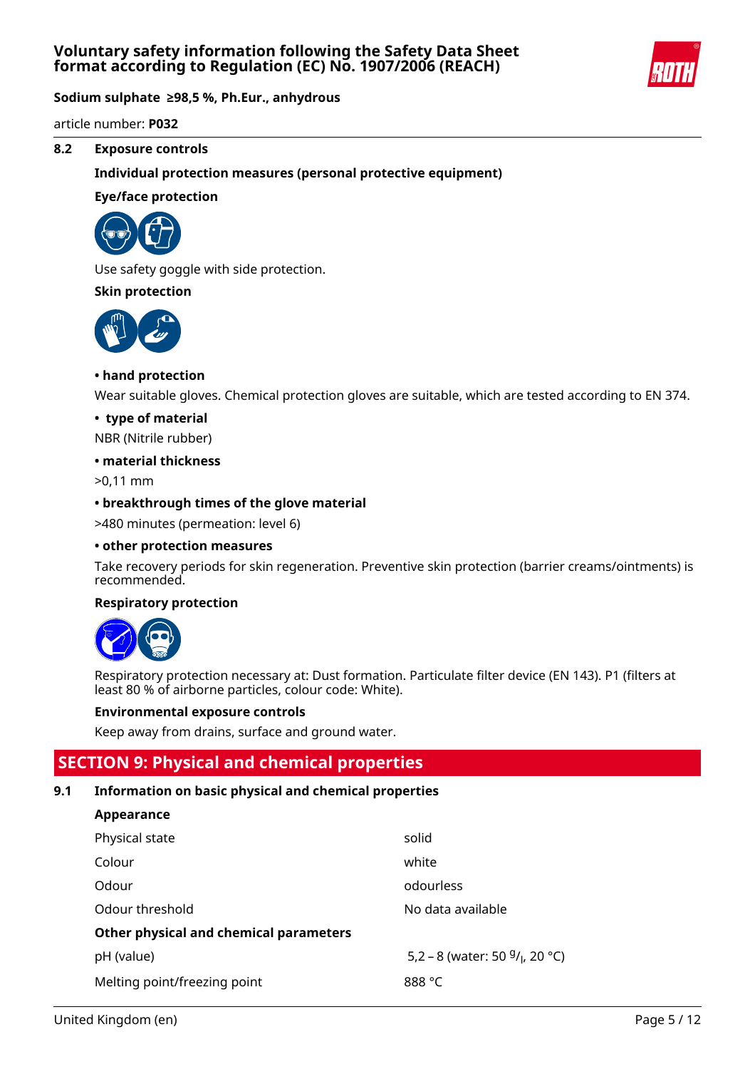### 8.2 Exposure controls

**Individual protection measures (personal protective equipment)**

**Eye/face protection**

Use safety goggle with side protection.

**Skin protection**

**• hand protection**

Wear suitable gloves. Chemical protection gloves are suitable, which are tested according to EN 374.

**• type of material**

NBR (Nitrile rubber)

**• material thickness**

>0,11 mm

**• breakthrough times of the glove material**

>480 minutes (permeation: level 6)

**• other protection measures**

Take recovery periods for skin regeneration. Preventive skin protection (barrier creams/ointments) is recommended.

**Respiratory protection**

Respiratory protection necessary at: Dust formation. Particulate filter device (EN 143). P1 (filters at least 80 % of airborne particles, colour code: White).

**Environmental exposure controls**

Keep away from drains, surface and ground water.

## SECTION 9: Physical and chemical properties

### 9.1 Information on basic physical and chemical properties

| | |
|---|---|
| **Appearance** | |
| Physical state | solid |
| Colour | white |
| Odour | odourless |
| Odour threshold | No data available |
| **Other physical and chemical parameters** | |
| pH (value) | 5,2 – 8 (water: 50 $^{g}/_{l}$, 20 °C) |
| Melting point/freezing point | 888 °C |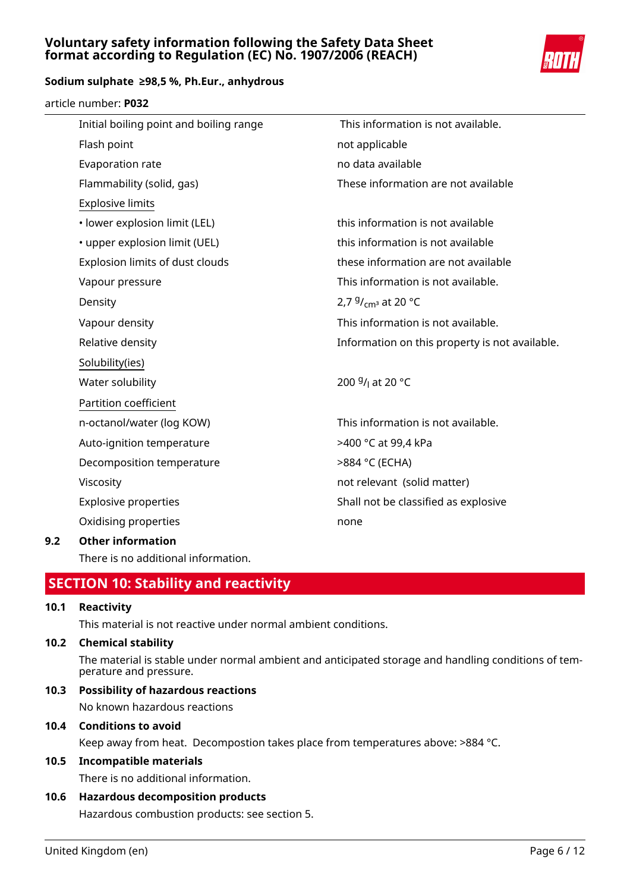| | |
|---|---|
| Initial boiling point and boiling range | This information is not available. |
| Flash point | not applicable |
| Evaporation rate | no data available |
| Flammability (solid, gas) | These information are not available |
| Explosive limits | |
| • lower explosion limit (LEL) | this information is not available |
| • upper explosion limit (UEL) | this information is not available |
| Explosion limits of dust clouds | these information are not available |
| Vapour pressure | This information is not available. |
| Density | 2,7 $^{g}/_{cm^3}$ at 20 °C |
| Vapour density | This information is not available. |
| Relative density | Information on this property is not available. |
| Solubility(ies) | |
| Water solubility | 200 $^{g}/_{l}$ at 20 °C |
| Partition coefficient | |
| n-octanol/water (log KOW) | This information is not available. |
| Auto-ignition temperature | >400 °C at 99,4 kPa |
| Decomposition temperature | >884 °C (ECHA) |
| Viscosity | not relevant (solid matter) |
| Explosive properties | Shall not be classified as explosive |
| Oxidising properties | none |

**9.2 Other information**

There is no additional information.

## SECTION 10: Stability and reactivity

**10.1 Reactivity**

This material is not reactive under normal ambient conditions.

**10.2 Chemical stability**

The material is stable under normal ambient and anticipated storage and handling conditions of temperature and pressure.

**10.3 Possibility of hazardous reactions**

No known hazardous reactions

**10.4 Conditions to avoid**

Keep away from heat. Decompostion takes place from temperatures above: >884 °C.

**10.5 Incompatible materials**

There is no additional information.

**10.6 Hazardous decomposition products**

Hazardous combustion products: see section 5.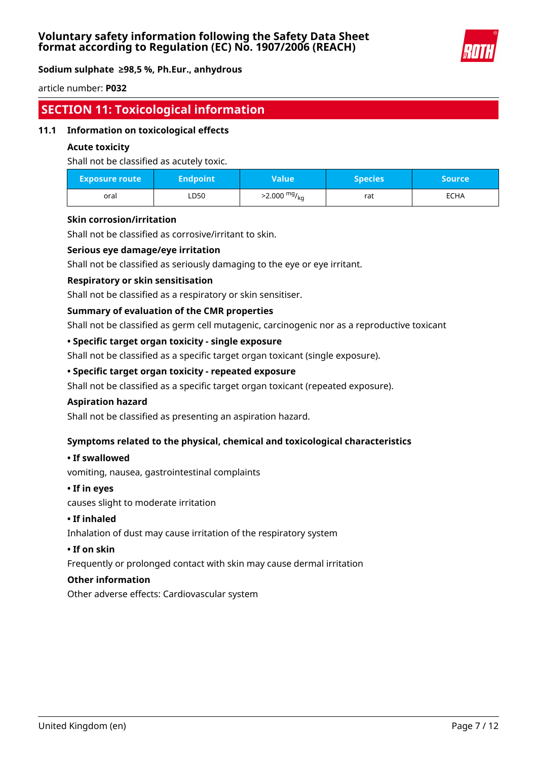## SECTION 11: Toxicological information

### 11.1 Information on toxicological effects

**Acute toxicity**

Shall not be classified as acutely toxic.

| Exposure route | Endpoint | Value | Species | Source |
|---|---|---|---|---|
| oral | LD50 | >2.000 $^{mg}/_{kg}$ | rat | ECHA |

**Skin corrosion/irritation**

Shall not be classified as corrosive/irritant to skin.

**Serious eye damage/eye irritation**

Shall not be classified as seriously damaging to the eye or eye irritant.

**Respiratory or skin sensitisation**

Shall not be classified as a respiratory or skin sensitiser.

**Summary of evaluation of the CMR properties**

Shall not be classified as germ cell mutagenic, carcinogenic nor as a reproductive toxicant

**• Specific target organ toxicity - single exposure**

Shall not be classified as a specific target organ toxicant (single exposure).

**• Specific target organ toxicity - repeated exposure**

Shall not be classified as a specific target organ toxicant (repeated exposure).

**Aspiration hazard**

Shall not be classified as presenting an aspiration hazard.

**Symptoms related to the physical, chemical and toxicological characteristics**

**• If swallowed**

vomiting, nausea, gastrointestinal complaints

**• If in eyes**

causes slight to moderate irritation

**• If inhaled**

Inhalation of dust may cause irritation of the respiratory system

**• If on skin**

Frequently or prolonged contact with skin may cause dermal irritation

**Other information**

Other adverse effects: Cardiovascular system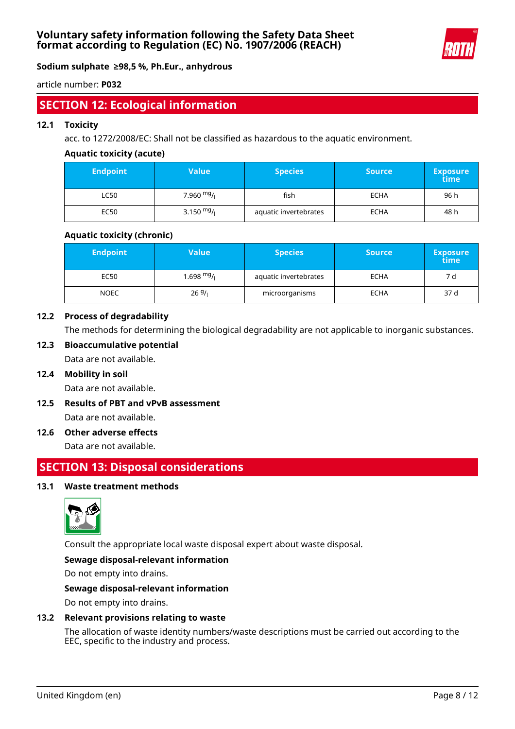## SECTION 12: Ecological information

### 12.1 Toxicity

acc. to 1272/2008/EC: Shall not be classified as hazardous to the aquatic environment.

**Aquatic toxicity (acute)**

| Endpoint | Value | Species | Source | Exposure time |
|---|---|---|---|---|
| LC50 | 7.960 mg/l | fish | ECHA | 96 h |
| EC50 | 3.150 mg/l | aquatic invertebrates | ECHA | 48 h |

**Aquatic toxicity (chronic)**

| Endpoint | Value | Species | Source | Exposure time |
|---|---|---|---|---|
| EC50 | 1.698 mg/l | aquatic invertebrates | ECHA | 7 d |
| NOEC | 26 g/l | microorganisms | ECHA | 37 d |

### 12.2 Process of degradability

The methods for determining the biological degradability are not applicable to inorganic substances.

### 12.3 Bioaccumulative potential

Data are not available.

### 12.4 Mobility in soil

Data are not available.

### 12.5 Results of PBT and vPvB assessment

Data are not available.

### 12.6 Other adverse effects

Data are not available.

## SECTION 13: Disposal considerations

### 13.1 Waste treatment methods

Consult the appropriate local waste disposal expert about waste disposal.

**Sewage disposal-relevant information**

Do not empty into drains.

**Sewage disposal-relevant information**

Do not empty into drains.

### 13.2 Relevant provisions relating to waste

The allocation of waste identity numbers/waste descriptions must be carried out according to the EEC, specific to the industry and process.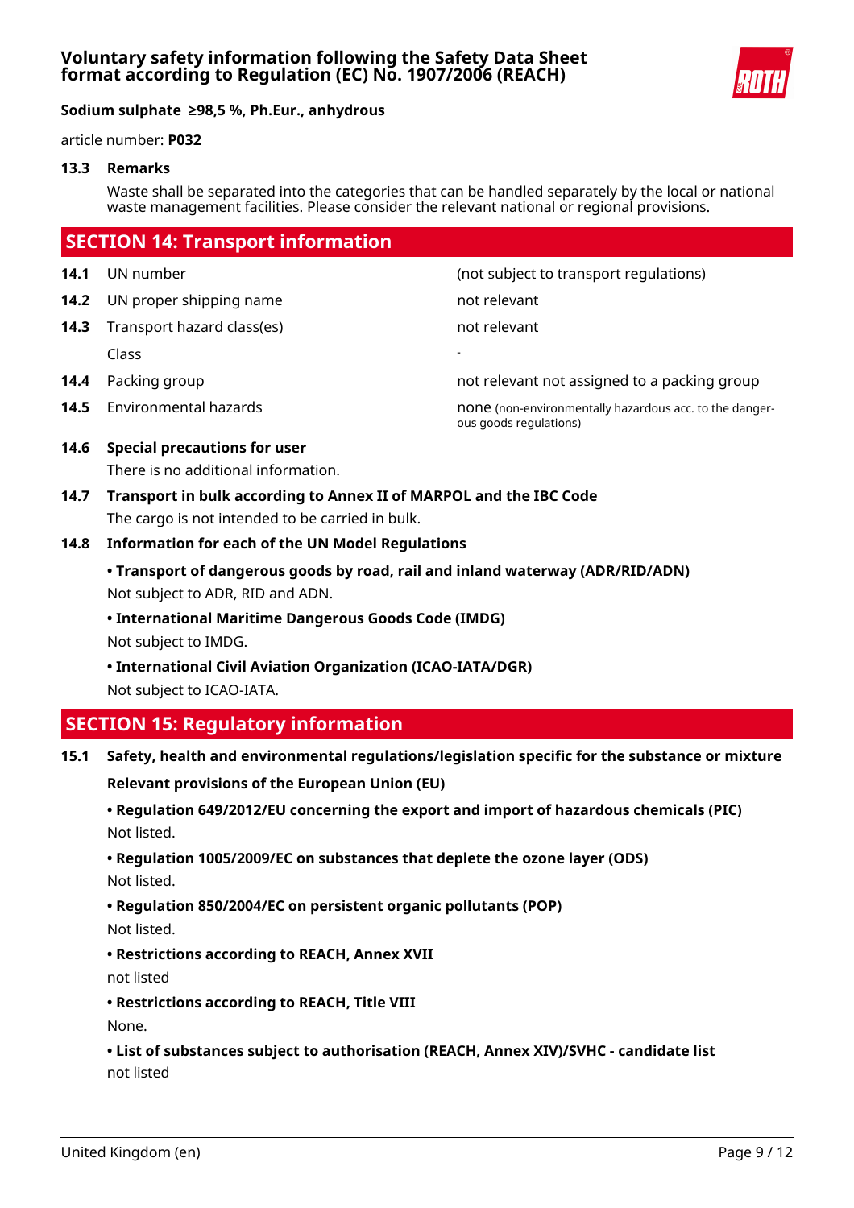### 13.3 Remarks

Waste shall be separated into the categories that can be handled separately by the local or national waste management facilities. Please consider the relevant national or regional provisions.

## SECTION 14: Transport information

| | | |
|---|---|---|
| **14.1** | UN number | (not subject to transport regulations) |
| **14.2** | UN proper shipping name | not relevant |
| **14.3** | Transport hazard class(es) | not relevant |
| | Class | - |
| **14.4** | Packing group | not relevant not assigned to a packing group |
| **14.5** | Environmental hazards | none (non-environmentally hazardous acc. to the dangerous goods regulations) |

### 14.6 Special precautions for user

There is no additional information.

### 14.7 Transport in bulk according to Annex II of MARPOL and the IBC Code

The cargo is not intended to be carried in bulk.

### 14.8 Information for each of the UN Model Regulations

**• Transport of dangerous goods by road, rail and inland waterway (ADR/RID/ADN)**
Not subject to ADR, RID and ADN.

**• International Maritime Dangerous Goods Code (IMDG)**
Not subject to IMDG.

**• International Civil Aviation Organization (ICAO-IATA/DGR)**
Not subject to ICAO-IATA.

## SECTION 15: Regulatory information

### 15.1 Safety, health and environmental regulations/legislation specific for the substance or mixture

**Relevant provisions of the European Union (EU)**

**• Regulation 649/2012/EU concerning the export and import of hazardous chemicals (PIC)**
Not listed.

**• Regulation 1005/2009/EC on substances that deplete the ozone layer (ODS)**
Not listed.

**• Regulation 850/2004/EC on persistent organic pollutants (POP)**
Not listed.

**• Restrictions according to REACH, Annex XVII**
not listed

**• Restrictions according to REACH, Title VIII**
None.

**• List of substances subject to authorisation (REACH, Annex XIV)/SVHC - candidate list**
not listed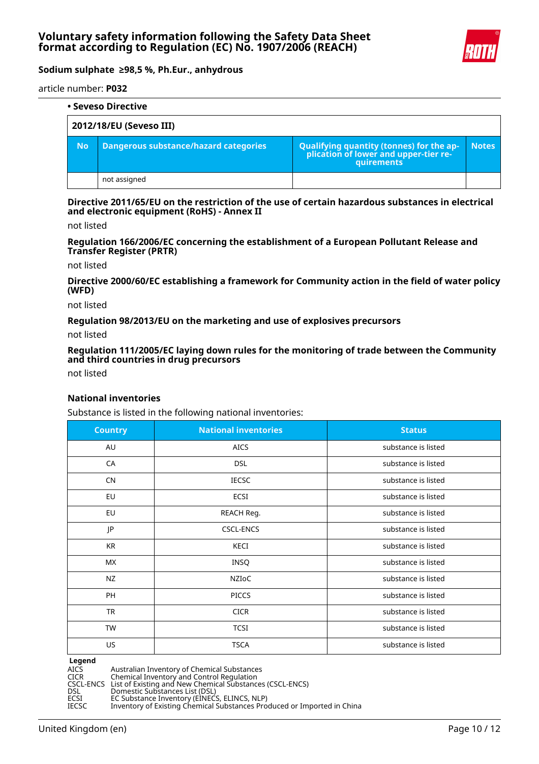**• Seveso Directive**

| 2012/18/EU (Seveso III) | | | |
|---|---|---|---|
| **No** | **Dangerous substance/hazard categories** | **Qualifying quantity (tonnes) for the application of lower and upper-tier requirements** | **Notes** |
| | not assigned | | |

**Directive 2011/65/EU on the restriction of the use of certain hazardous substances in electrical and electronic equipment (RoHS) - Annex II**

not listed

**Regulation 166/2006/EC concerning the establishment of a European Pollutant Release and Transfer Register (PRTR)**

not listed

**Directive 2000/60/EC establishing a framework for Community action in the field of water policy (WFD)**

not listed

**Regulation 98/2013/EU on the marketing and use of explosives precursors**

not listed

**Regulation 111/2005/EC laying down rules for the monitoring of trade between the Community and third countries in drug precursors**

not listed

### National inventories

Substance is listed in the following national inventories:

| Country | National inventories | Status |
|---|---|---|
| AU | AICS | substance is listed |
| CA | DSL | substance is listed |
| CN | IECSC | substance is listed |
| EU | ECSI | substance is listed |
| EU | REACH Reg. | substance is listed |
| JP | CSCL-ENCS | substance is listed |
| KR | KECI | substance is listed |
| MX | INSQ | substance is listed |
| NZ | NZIoC | substance is listed |
| PH | PICCS | substance is listed |
| TR | CICR | substance is listed |
| TW | TCSI | substance is listed |
| US | TSCA | substance is listed |

**Legend**

AICS Australian Inventory of Chemical Substances
CICR Chemical Inventory and Control Regulation
CSCL-ENCS List of Existing and New Chemical Substances (CSCL-ENCS)
DSL Domestic Substances List (DSL)
ECSI EC Substance Inventory (EINECS, ELINCS, NLP)
IECSC Inventory of Existing Chemical Substances Produced or Imported in China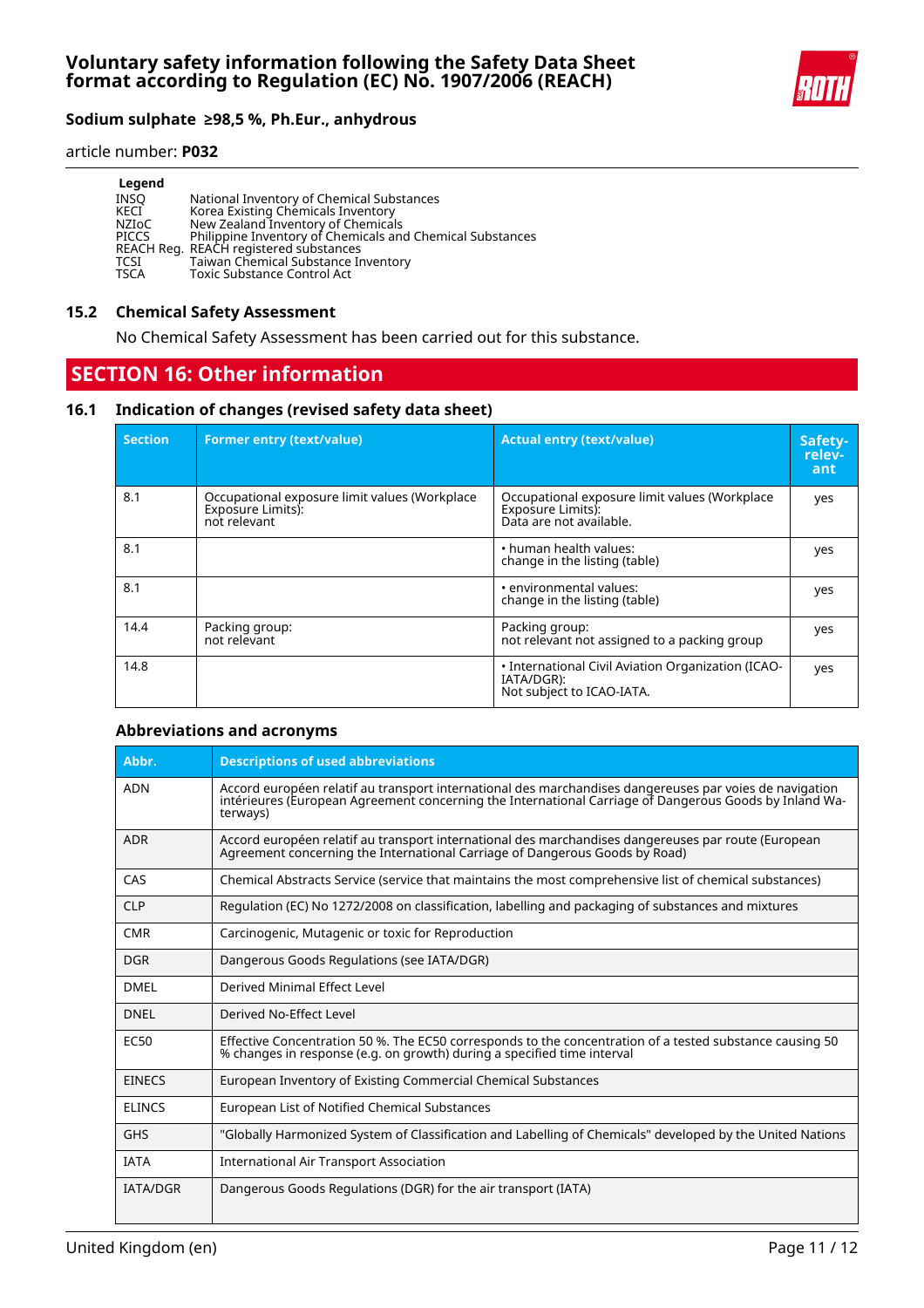**Legend**

| | |
|---|---|
| INSQ | National Inventory of Chemical Substances |
| KECI | Korea Existing Chemicals Inventory |
| NZIoC | New Zealand Inventory of Chemicals |
| PICCS | Philippine Inventory of Chemicals and Chemical Substances |
| REACH Reg. | REACH registered substances |
| TCSI | Taiwan Chemical Substance Inventory |
| TSCA | Toxic Substance Control Act |

### 15.2 Chemical Safety Assessment

No Chemical Safety Assessment has been carried out for this substance.

## SECTION 16: Other information

### 16.1 Indication of changes (revised safety data sheet)

| Section | Former entry (text/value) | Actual entry (text/value) | Safety-relevant |
|---|---|---|---|
| 8.1 | Occupational exposure limit values (Workplace Exposure Limits): not relevant | Occupational exposure limit values (Workplace Exposure Limits): Data are not available. | yes |
| 8.1 | | • human health values: change in the listing (table) | yes |
| 8.1 | | • environmental values: change in the listing (table) | yes |
| 14.4 | Packing group: not relevant | Packing group: not relevant not assigned to a packing group | yes |
| 14.8 | | • International Civil Aviation Organization (ICAO-IATA/DGR): Not subject to ICAO-IATA. | yes |

### Abbreviations and acronyms

| Abbr. | Descriptions of used abbreviations |
|---|---|
| ADN | Accord européen relatif au transport international des marchandises dangereuses par voies de navigation intérieures (European Agreement concerning the International Carriage of Dangerous Goods by Inland Waterways) |
| ADR | Accord européen relatif au transport international des marchandises dangereuses par route (European Agreement concerning the International Carriage of Dangerous Goods by Road) |
| CAS | Chemical Abstracts Service (service that maintains the most comprehensive list of chemical substances) |
| CLP | Regulation (EC) No 1272/2008 on classification, labelling and packaging of substances and mixtures |
| CMR | Carcinogenic, Mutagenic or toxic for Reproduction |
| DGR | Dangerous Goods Regulations (see IATA/DGR) |
| DMEL | Derived Minimal Effect Level |
| DNEL | Derived No-Effect Level |
| EC50 | Effective Concentration 50 %. The EC50 corresponds to the concentration of a tested substance causing 50 % changes in response (e.g. on growth) during a specified time interval |
| EINECS | European Inventory of Existing Commercial Chemical Substances |
| ELINCS | European List of Notified Chemical Substances |
| GHS | "Globally Harmonized System of Classification and Labelling of Chemicals" developed by the United Nations |
| IATA | International Air Transport Association |
| IATA/DGR | Dangerous Goods Regulations (DGR) for the air transport (IATA) |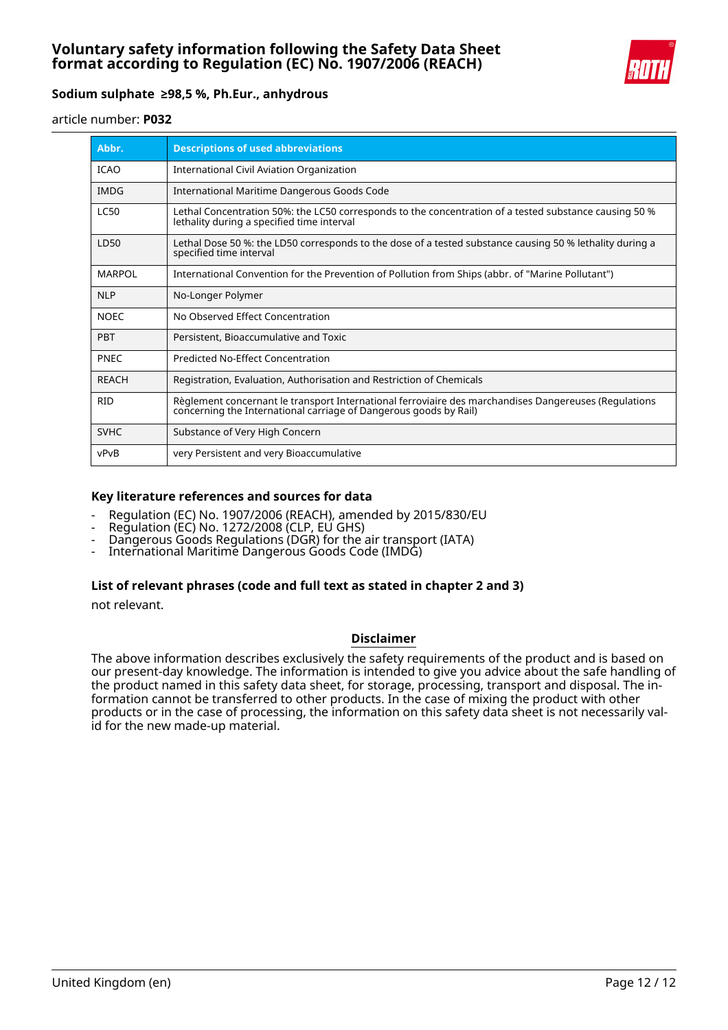| Abbr. | Descriptions of used abbreviations |
|---|---|
| ICAO | International Civil Aviation Organization |
| IMDG | International Maritime Dangerous Goods Code |
| LC50 | Lethal Concentration 50%: the LC50 corresponds to the concentration of a tested substance causing 50 % lethality during a specified time interval |
| LD50 | Lethal Dose 50 %: the LD50 corresponds to the dose of a tested substance causing 50 % lethality during a specified time interval |
| MARPOL | International Convention for the Prevention of Pollution from Ships (abbr. of "Marine Pollutant") |
| NLP | No-Longer Polymer |
| NOEC | No Observed Effect Concentration |
| PBT | Persistent, Bioaccumulative and Toxic |
| PNEC | Predicted No-Effect Concentration |
| REACH | Registration, Evaluation, Authorisation and Restriction of Chemicals |
| RID | Règlement concernant le transport International ferroviaire des marchandises Dangereuses (Regulations concerning the International carriage of Dangerous goods by Rail) |
| SVHC | Substance of Very High Concern |
| vPvB | very Persistent and very Bioaccumulative |

### Key literature references and sources for data

- Regulation (EC) No. 1907/2006 (REACH), amended by 2015/830/EU
- Regulation (EC) No. 1272/2008 (CLP, EU GHS)
- Dangerous Goods Regulations (DGR) for the air transport (IATA)
- International Maritime Dangerous Goods Code (IMDG)

### List of relevant phrases (code and full text as stated in chapter 2 and 3)

not relevant.

## Disclaimer

The above information describes exclusively the safety requirements of the product and is based on our present-day knowledge. The information is intended to give you advice about the safe handling of the product named in this safety data sheet, for storage, processing, transport and disposal. The information cannot be transferred to other products. In the case of mixing the product with other products or in the case of processing, the information on this safety data sheet is not necessarily valid for the new made-up material.